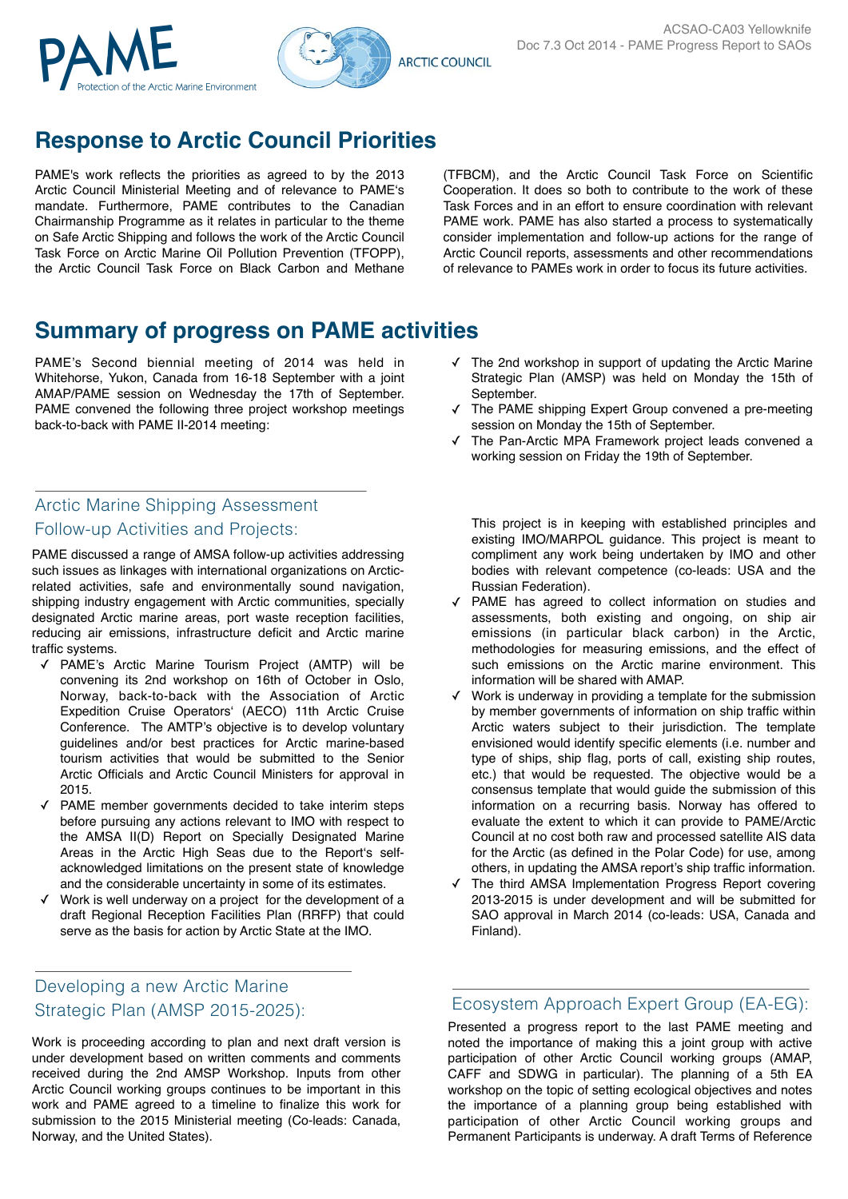ACSAO-CA03 Yellowknife
Doc 7.3 Oct 2014 - PAME Progress Report to SAOs

# Response to Arctic Council Priorities

PAME's work reflects the priorities as agreed to by the 2013 Arctic Council Ministerial Meeting and of relevance to PAME's mandate. Furthermore, PAME contributes to the Canadian Chairmanship Programme as it relates in particular to the theme on Safe Arctic Shipping and follows the work of the Arctic Council Task Force on Arctic Marine Oil Pollution Prevention (TFOPP), the Arctic Council Task Force on Black Carbon and Methane (TFBCM), and the Arctic Council Task Force on Scientific Cooperation. It does so both to contribute to the work of these Task Forces and in an effort to ensure coordination with relevant PAME work. PAME has also started a process to systematically consider implementation and follow-up actions for the range of Arctic Council reports, assessments and other recommendations of relevance to PAMEs work in order to focus its future activities.

# Summary of progress on PAME activities

PAME's Second biennial meeting of 2014 was held in Whitehorse, Yukon, Canada from 16-18 September with a joint AMAP/PAME session on Wednesday the 17th of September. PAME convened the following three project workshop meetings back-to-back with PAME II-2014 meeting:

- ✓ The 2nd workshop in support of updating the Arctic Marine Strategic Plan (AMSP) was held on Monday the 15th of September.
- ✓ The PAME shipping Expert Group convened a pre-meeting session on Monday the 15th of September.
- ✓ The Pan-Arctic MPA Framework project leads convened a working session on Friday the 19th of September.

## Arctic Marine Shipping Assessment Follow-up Activities and Projects:

PAME discussed a range of AMSA follow-up activities addressing such issues as linkages with international organizations on Arctic-related activities, safe and environmentally sound navigation, shipping industry engagement with Arctic communities, specially designated Arctic marine areas, port waste reception facilities, reducing air emissions, infrastructure deficit and Arctic marine traffic systems.

- ✓ PAME's Arctic Marine Tourism Project (AMTP) will be convening its 2nd workshop on 16th of October in Oslo, Norway, back-to-back with the Association of Arctic Expedition Cruise Operators' (AECO) 11th Arctic Cruise Conference. The AMTP's objective is to develop voluntary guidelines and/or best practices for Arctic marine-based tourism activities that would be submitted to the Senior Arctic Officials and Arctic Council Ministers for approval in 2015.
- ✓ PAME member governments decided to take interim steps before pursuing any actions relevant to IMO with respect to the AMSA II(D) Report on Specially Designated Marine Areas in the Arctic High Seas due to the Report's self-acknowledged limitations on the present state of knowledge and the considerable uncertainty in some of its estimates.
- ✓ Work is well underway on a project for the development of a draft Regional Reception Facilities Plan (RRFP) that could serve as the basis for action by Arctic State at the IMO. This project is in keeping with established principles and existing IMO/MARPOL guidance. This project is meant to compliment any work being undertaken by IMO and other bodies with relevant competence (co-leads: USA and the Russian Federation).
- ✓ PAME has agreed to collect information on studies and assessments, both existing and ongoing, on ship air emissions (in particular black carbon) in the Arctic, methodologies for measuring emissions, and the effect of such emissions on the Arctic marine environment. This information will be shared with AMAP.
- ✓ Work is underway in providing a template for the submission by member governments of information on ship traffic within Arctic waters subject to their jurisdiction. The template envisioned would identify specific elements (i.e. number and type of ships, ship flag, ports of call, existing ship routes, etc.) that would be requested. The objective would be a consensus template that would guide the submission of this information on a recurring basis. Norway has offered to evaluate the extent to which it can provide to PAME/Arctic Council at no cost both raw and processed satellite AIS data for the Arctic (as defined in the Polar Code) for use, among others, in updating the AMSA report's ship traffic information.
- ✓ The third AMSA Implementation Progress Report covering 2013-2015 is under development and will be submitted for SAO approval in March 2014 (co-leads: USA, Canada and Finland).

## Developing a new Arctic Marine Strategic Plan (AMSP 2015-2025):

Work is proceeding according to plan and next draft version is under development based on written comments and comments received during the 2nd AMSP Workshop. Inputs from other Arctic Council working groups continues to be important in this work and PAME agreed to a timeline to finalize this work for submission to the 2015 Ministerial meeting (Co-leads: Canada, Norway, and the United States).

## Ecosystem Approach Expert Group (EA-EG):

Presented a progress report to the last PAME meeting and noted the importance of making this a joint group with active participation of other Arctic Council working groups (AMAP, CAFF and SDWG in particular). The planning of a 5th EA workshop on the topic of setting ecological objectives and notes the importance of a planning group being established with participation of other Arctic Council working groups and Permanent Participants is underway. A draft Terms of Reference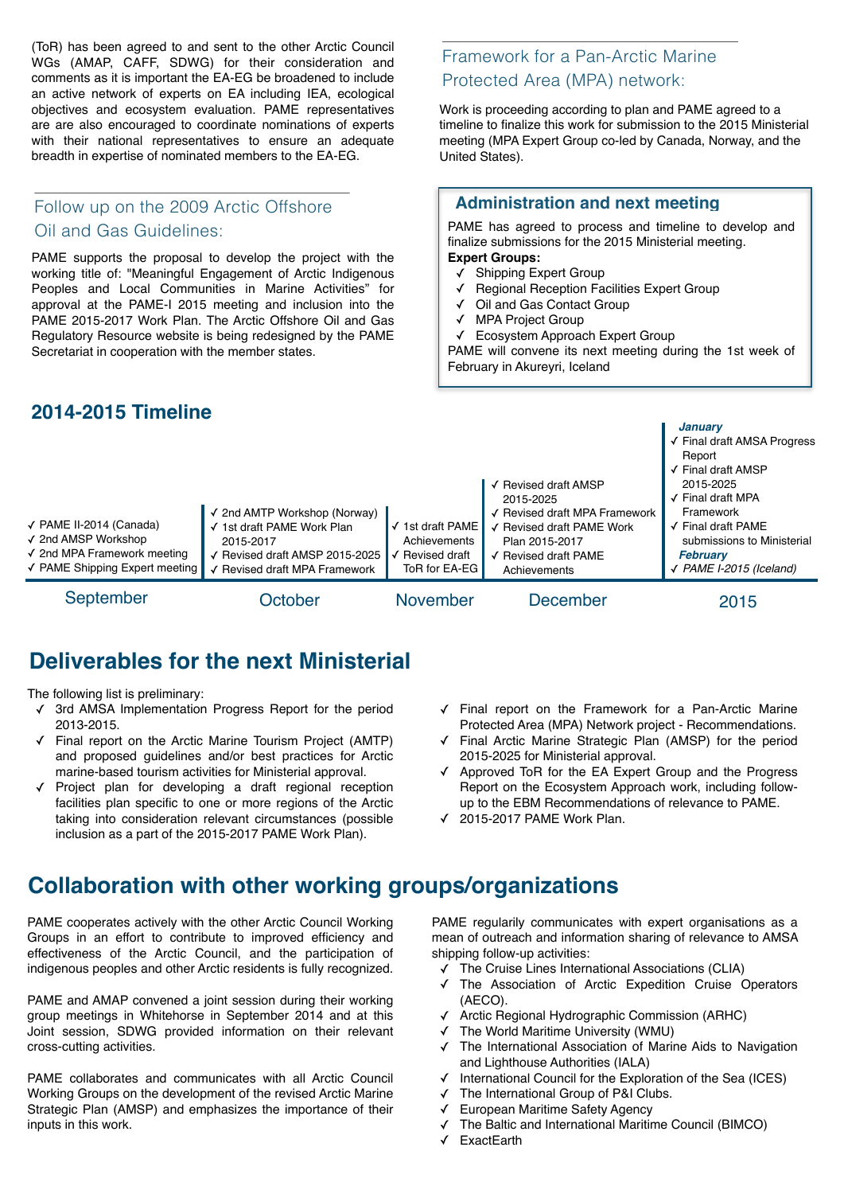(ToR) has been agreed to and sent to the other Arctic Council WGs (AMAP, CAFF, SDWG) for their consideration and comments as it is important the EA-EG be broadened to include an active network of experts on EA including IEA, ecological objectives and ecosystem evaluation. PAME representatives are are also encouraged to coordinate nominations of experts with their national representatives to ensure an adequate breadth in expertise of nominated members to the EA-EG.

## Follow up on the 2009 Arctic Offshore Oil and Gas Guidelines:

PAME supports the proposal to develop the project with the working title of: "Meaningful Engagement of Arctic Indigenous Peoples and Local Communities in Marine Activities" for approval at the PAME-I 2015 meeting and inclusion into the PAME 2015-2017 Work Plan. The Arctic Offshore Oil and Gas Regulatory Resource website is being redesigned by the PAME Secretariat in cooperation with the member states.

## Framework for a Pan-Arctic Marine Protected Area (MPA) network:

Work is proceeding according to plan and PAME agreed to a timeline to finalize this work for submission to the 2015 Ministerial meeting (MPA Expert Group co-led by Canada, Norway, and the United States).

### Administration and next meeting

PAME has agreed to process and timeline to develop and finalize submissions for the 2015 Ministerial meeting.

**Expert Groups:**

- ✓ Shipping Expert Group
- ✓ Regional Reception Facilities Expert Group
- ✓ Oil and Gas Contact Group
- ✓ MPA Project Group
- ✓ Ecosystem Approach Expert Group

PAME will convene its next meeting during the 1st week of February in Akureyri, Iceland

## 2014-2015 Timeline

**September**
- ✓ PAME II-2014 (Canada)
- ✓ 2nd AMSP Workshop
- ✓ 2nd MPA Framework meeting
- ✓ PAME Shipping Expert meeting

**October**
- ✓ 2nd AMTP Workshop (Norway)
- ✓ 1st draft PAME Work Plan 2015-2017
- ✓ Revised draft AMSP 2015-2025
- ✓ Revised draft MPA Framework

**November**
- ✓ 1st draft PAME Achievements
- ✓ Revised draft ToR for EA-EG

**December**
- ✓ Revised draft AMSP 2015-2025
- ✓ Revised draft MPA Framework
- ✓ Revised draft PAME Work Plan 2015-2017
- ✓ Revised draft PAME Achievements

**2015**

*January*
- ✓ Final draft AMSA Progress Report
- ✓ Final draft AMSP 2015-2025
- ✓ Final draft MPA Framework
- ✓ Final draft PAME submissions to Ministerial

*February*
- ✓ *PAME I-2015 (Iceland)*

# Deliverables for the next Ministerial

The following list is preliminary:

- ✓ 3rd AMSA Implementation Progress Report for the period 2013-2015.
- ✓ Final report on the Arctic Marine Tourism Project (AMTP) and proposed guidelines and/or best practices for Arctic marine-based tourism activities for Ministerial approval.
- ✓ Project plan for developing a draft regional reception facilities plan specific to one or more regions of the Arctic taking into consideration relevant circumstances (possible inclusion as a part of the 2015-2017 PAME Work Plan).
- ✓ Final report on the Framework for a Pan-Arctic Marine Protected Area (MPA) Network project - Recommendations.
- ✓ Final Arctic Marine Strategic Plan (AMSP) for the period 2015-2025 for Ministerial approval.
- ✓ Approved ToR for the EA Expert Group and the Progress Report on the Ecosystem Approach work, including follow-up to the EBM Recommendations of relevance to PAME.
- ✓ 2015-2017 PAME Work Plan.

# Collaboration with other working groups/organizations

PAME cooperates actively with the other Arctic Council Working Groups in an effort to contribute to improved efficiency and effectiveness of the Arctic Council, and the participation of indigenous peoples and other Arctic residents is fully recognized.

PAME and AMAP convened a joint session during their working group meetings in Whitehorse in September 2014 and at this Joint session, SDWG provided information on their relevant cross-cutting activities.

PAME collaborates and communicates with all Arctic Council Working Groups on the development of the revised Arctic Marine Strategic Plan (AMSP) and emphasizes the importance of their inputs in this work.

PAME regularily communicates with expert organisations as a mean of outreach and information sharing of relevance to AMSA shipping follow-up activities:

- ✓ The Cruise Lines International Associations (CLIA)
- ✓ The Association of Arctic Expedition Cruise Operators (AECO).
- ✓ Arctic Regional Hydrographic Commission (ARHC)
- ✓ The World Maritime University (WMU)
- ✓ The International Association of Marine Aids to Navigation and Lighthouse Authorities (IALA)
- ✓ International Council for the Exploration of the Sea (ICES)
- ✓ The International Group of P&I Clubs.
- ✓ European Maritime Safety Agency
- ✓ The Baltic and International Maritime Council (BIMCO)
- ✓ ExactEarth